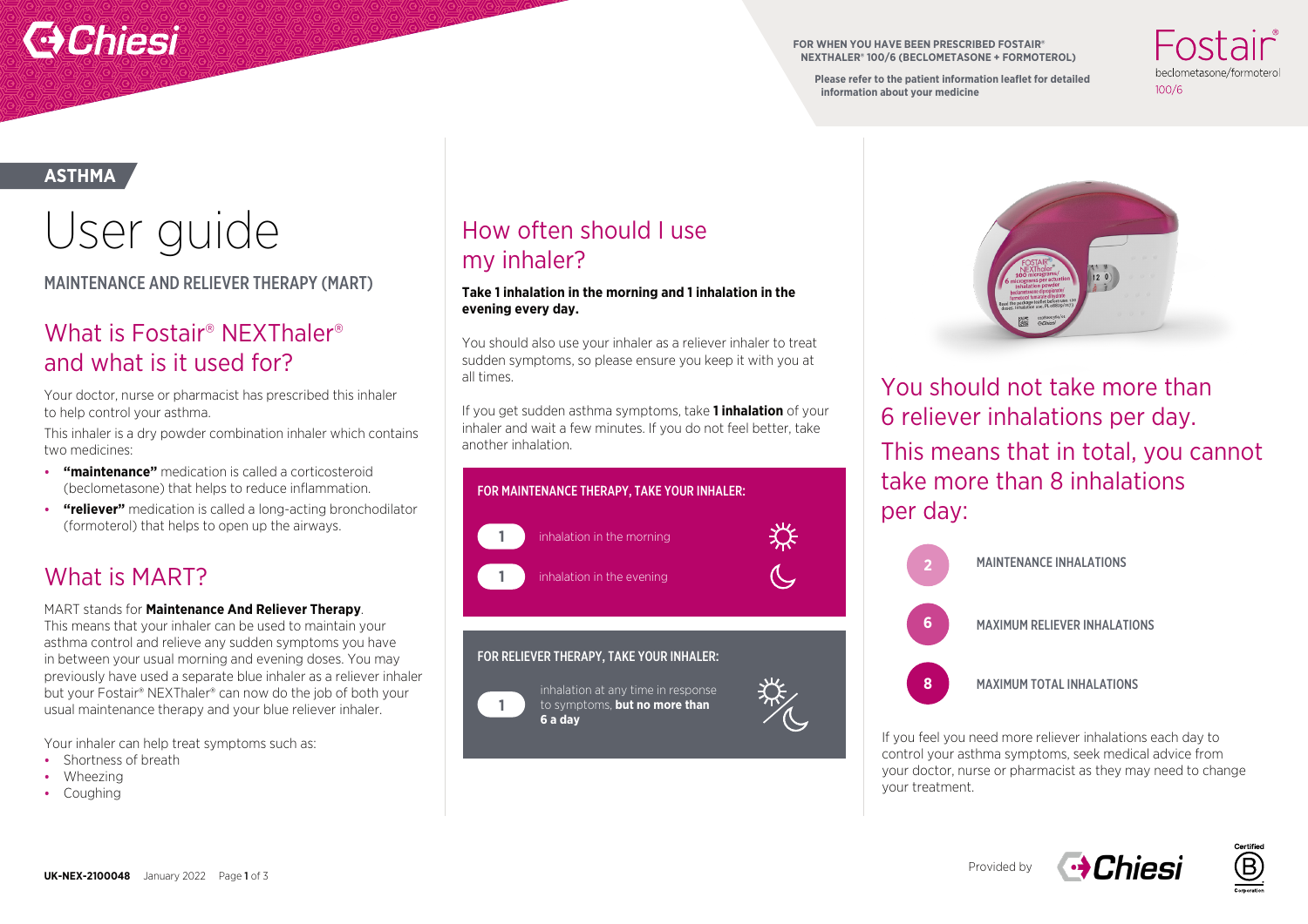FOR WHEN YOU HAVE BEEN PRESCRIBED FOSTAIR® NEXTHALER® 100/6 (BECLOMETASONE + FORMOTEROL)

Please refer to the patient information leaflet for detailed information about your medicine

Fostair® beclometasone/formoterol 100/6

**ASTHMA**

# User guide

## MAINTENANCE AND RELIEVER THERAPY (MART)

## What is Fostair® NEXThaler® and what is it used for?

Your doctor, nurse or pharmacist has prescribed this inhaler to help control your asthma.

This inhaler is a dry powder combination inhaler which contains two medicines:

- **"maintenance"** medication is called a corticosteroid (beclometasone) that helps to reduce inflammation.
- **"reliever"** medication is called a long-acting bronchodilator (formoterol) that helps to open up the airways.

## What is MART?

MART stands for **Maintenance And Reliever Therapy**. This means that your inhaler can be used to maintain your asthma control and relieve any sudden symptoms you have in between your usual morning and evening doses. You may previously have used a separate blue inhaler as a reliever inhaler but your Fostair® NEXThaler® can now do the job of both your usual maintenance therapy and your blue reliever inhaler.

Your inhaler can help treat symptoms such as:

- Shortness of breath
- Wheezing
- Coughing

## How often should I use my inhaler?

**Take 1 inhalation in the morning and 1 inhalation in the evening every day.**

You should also use your inhaler as a reliever inhaler to treat sudden symptoms, so please ensure you keep it with you at all times.

If you get sudden asthma symptoms, take **1 inhalation** of your inhaler and wait a few minutes. If you do not feel better, take another inhalation.

**FOR MAINTENANCE THERAPY, TAKE YOUR INHALER:**

- **1** inhalation in the morning
- **1** inhalation in the evening

**FOR RELIEVER THERAPY, TAKE YOUR INHALER:**

- **1** inhalation at any time in response to symptoms, **but no more than 6 a day**

## You should not take more than 6 reliever inhalations per day.

## This means that in total, you cannot take more than 8 inhalations per day:

| | |
|---|---|
| 2 | MAINTENANCE INHALATIONS |
| 6 | MAXIMUM RELIEVER INHALATIONS |
| 8 | MAXIMUM TOTAL INHALATIONS |

If you feel you need more reliever inhalations each day to control your asthma symptoms, seek medical advice from your doctor, nurse or pharmacist as they may need to change your treatment.

Provided by Chiesi

**UK-NEX-2100048** January 2022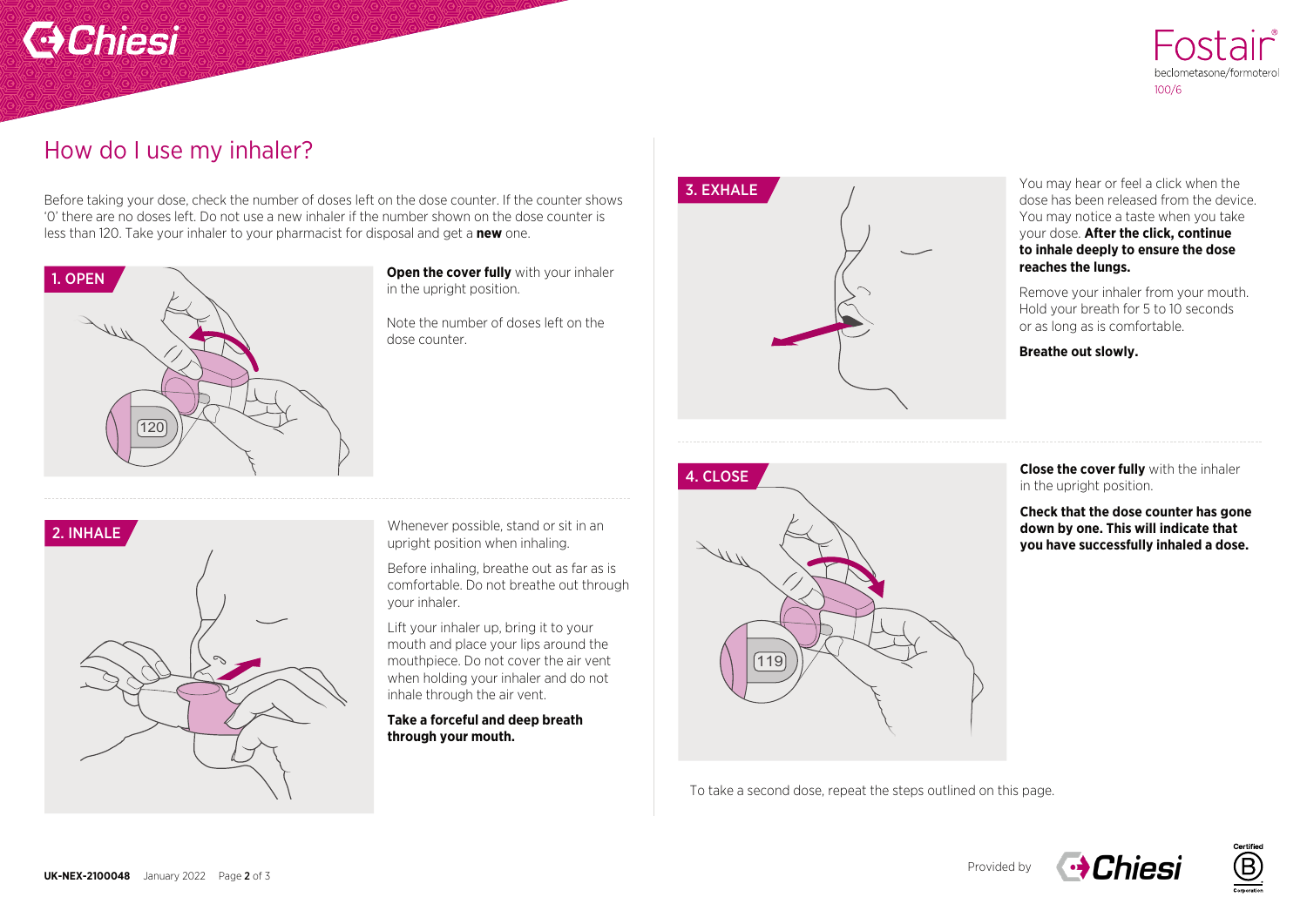# How do I use my inhaler?

Before taking your dose, check the number of doses left on the dose counter. If the counter shows '0' there are no doses left. Do not use a new inhaler if the number shown on the dose counter is less than 120. Take your inhaler to your pharmacist for disposal and get a **new** one.

## 1. OPEN

**Open the cover fully** with your inhaler in the upright position.

Note the number of doses left on the dose counter.

## 2. INHALE

Whenever possible, stand or sit in an upright position when inhaling.

Before inhaling, breathe out as far as is comfortable. Do not breathe out through your inhaler.

Lift your inhaler up, bring it to your mouth and place your lips around the mouthpiece. Do not cover the air vent when holding your inhaler and do not inhale through the air vent.

**Take a forceful and deep breath through your mouth.**

## 3. EXHALE

You may hear or feel a click when the dose has been released from the device. You may notice a taste when you take your dose. **After the click, continue to inhale deeply to ensure the dose reaches the lungs.**

Remove your inhaler from your mouth. Hold your breath for 5 to 10 seconds or as long as is comfortable.

**Breathe out slowly.**

## 4. CLOSE

**Close the cover fully** with the inhaler in the upright position.

**Check that the dose counter has gone down by one. This will indicate that you have successfully inhaled a dose.**

To take a second dose, repeat the steps outlined on this page.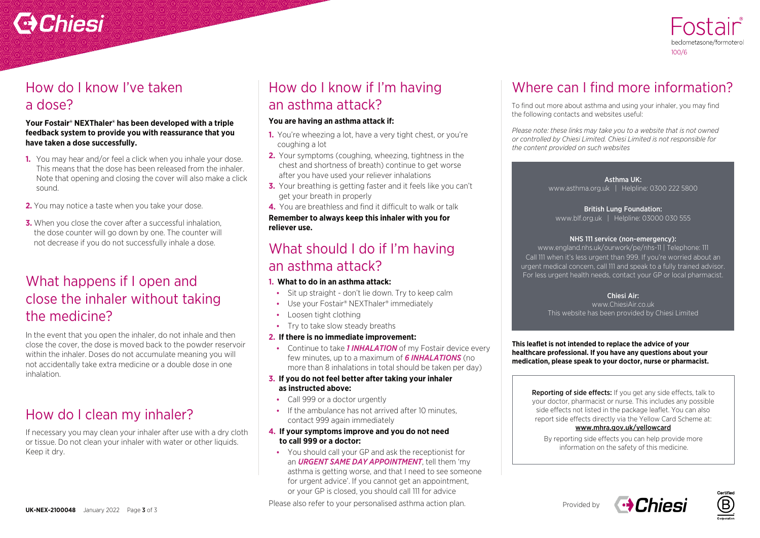## How do I know I've taken a dose?

**Your Fostair® NEXThaler® has been developed with a triple feedback system to provide you with reassurance that you have taken a dose successfully.**

1. You may hear and/or feel a click when you inhale your dose. This means that the dose has been released from the inhaler. Note that opening and closing the cover will also make a click sound.
2. You may notice a taste when you take your dose.
3. When you close the cover after a successful inhalation, the dose counter will go down by one. The counter will not decrease if you do not successfully inhale a dose.

## What happens if I open and close the inhaler without taking the medicine?

In the event that you open the inhaler, do not inhale and then close the cover, the dose is moved back to the powder reservoir within the inhaler. Doses do not accumulate meaning you will not accidentally take extra medicine or a double dose in one inhalation.

## How do I clean my inhaler?

If necessary you may clean your inhaler after use with a dry cloth or tissue. Do not clean your inhaler with water or other liquids. Keep it dry.

## How do I know if I'm having an asthma attack?

**You are having an asthma attack if:**

1. You're wheezing a lot, have a very tight chest, or you're coughing a lot
2. Your symptoms (coughing, wheezing, tightness in the chest and shortness of breath) continue to get worse after you have used your reliever inhalations
3. Your breathing is getting faster and it feels like you can't get your breath in properly
4. You are breathless and find it difficult to walk or talk

**Remember to always keep this inhaler with you for reliever use.**

## What should I do if I'm having an asthma attack?

1. **What to do in an asthma attack:**
   - Sit up straight - don't lie down. Try to keep calm
   - Use your Fostair® NEXThaler® immediately
   - Loosen tight clothing
   - Try to take slow steady breaths
2. **If there is no immediate improvement:**
   - Continue to take ***1 INHALATION*** of my Fostair device every few minutes, up to a maximum of ***6 INHALATIONS*** (no more than 8 inhalations in total should be taken per day)
3. **If you do not feel better after taking your inhaler as instructed above:**
   - Call 999 or a doctor urgently
   - If the ambulance has not arrived after 10 minutes, contact 999 again immediately
4. **If your symptoms improve and you do not need to call 999 or a doctor:**
   - You should call your GP and ask the receptionist for an ***URGENT SAME DAY APPOINTMENT***, tell them 'my asthma is getting worse, and that I need to see someone for urgent advice'. If you cannot get an appointment, or your GP is closed, you should call 111 for advice

Please also refer to your personalised asthma action plan.

## Where can I find more information?

To find out more about asthma and using your inhaler, you may find the following contacts and websites useful:

*Please note: these links may take you to a website that is not owned or controlled by Chiesi Limited. Chiesi Limited is not responsible for the content provided on such websites*

**Asthma UK:**
www.asthma.org.uk | Helpline: 0300 222 5800

**British Lung Foundation:**
www.blf.org.uk | Helpline: 03000 030 555

**NHS 111 service (non-emergency):**
www.england.nhs.uk/ourwork/pe/nhs-11 | Telephone: 111
Call 111 when it's less urgent than 999. If you're worried about an urgent medical concern, call 111 and speak to a fully trained advisor. For less urgent health needs, contact your GP or local pharmacist.

**Chiesi Air:**
www.ChiesiAir.co.uk
This website has been provided by Chiesi Limited

**This leaflet is not intended to replace the advice of your healthcare professional. If you have any questions about your medication, please speak to your doctor, nurse or pharmacist.**

**Reporting of side effects:** If you get any side effects, talk to your doctor, pharmacist or nurse. This includes any possible side effects not listed in the package leaflet. You can also report side effects directly via the Yellow Card Scheme at: **www.mhra.gov.uk/yellowcard**

By reporting side effects you can help provide more information on the safety of this medicine.

Provided by Chiesi

**UK-NEX-2100048** January 2022